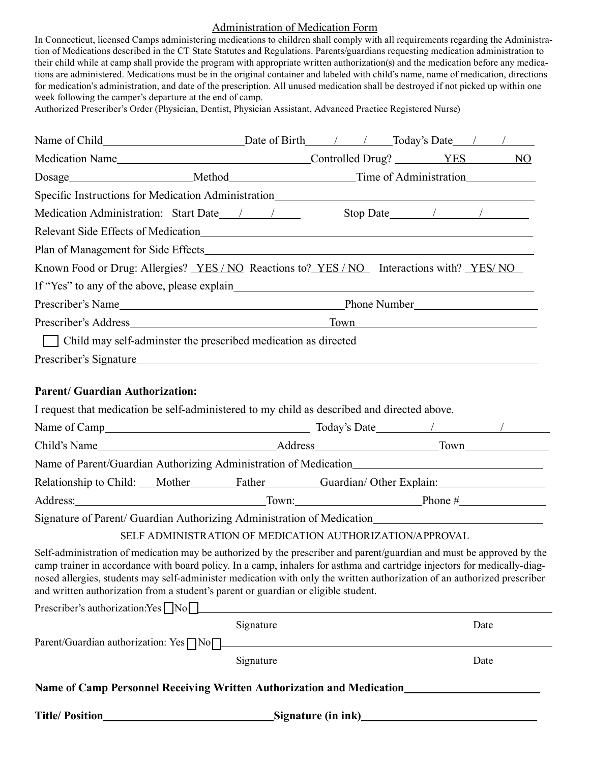# Administration of Medication Form

In Connecticut, licensed Camps administering medications to children shall comply with all requirements regarding the Administration of Medications described in the CT State Statutes and Regulations. Parents/guardians requesting medication administration to their child while at camp shall provide the program with appropriate written authorization(s) and the medication before any medications are administered. Medications must be in the original container and labeled with child's name, name of medication, directions for medication's administration, and date of the prescription. All unused medication shall be destroyed if not picked up within one week following the camper's departure at the end of camp.

Authorized Prescriber's Order (Physician, Dentist, Physician Assistant, Advanced Practice Registered Nurse)

Name of Child\_\_\_\_\_\_\_\_\_\_\_\_\_\_\_\_\_\_\_\_ Date of Birth\_\_\_\_/\_\_\_\_/\_\_\_\_ Today's Date\_\_\_\_/\_\_\_\_/\_\_\_\_

Medication Name\_\_\_\_\_\_\_\_\_\_\_\_\_\_\_\_\_\_\_\_ Controlled Drug? \_\_\_\_\_\_\_\_ YES \_\_\_\_\_\_\_\_ NO

Dosage\_\_\_\_\_\_\_\_\_\_\_\_\_\_\_\_ Method\_\_\_\_\_\_\_\_\_\_\_\_\_\_\_\_ Time of Administration\_\_\_\_\_\_\_\_\_\_

Specific Instructions for Medication Administration\_\_\_\_\_\_\_\_\_\_\_\_\_\_\_\_\_\_\_\_\_\_\_\_\_\_\_\_\_\_

Medication Administration: Start Date\_\_\_\_/\_\_\_\_/\_\_\_\_ Stop Date\_\_\_\_/\_\_\_\_/\_\_\_\_

Relevant Side Effects of Medication\_\_\_\_\_\_\_\_\_\_\_\_\_\_\_\_\_\_\_\_\_\_\_\_\_\_\_\_\_\_\_\_\_\_\_\_\_\_\_\_

Plan of Management for Side Effects\_\_\_\_\_\_\_\_\_\_\_\_\_\_\_\_\_\_\_\_\_\_\_\_\_\_\_\_\_\_\_\_\_\_\_\_\_\_\_\_

Known Food or Drug: Allergies? YES / NO Reactions to? YES / NO Interactions with? YES/ NO

If "Yes" to any of the above, please explain\_\_\_\_\_\_\_\_\_\_\_\_\_\_\_\_\_\_\_\_\_\_\_\_\_\_\_\_\_\_\_\_\_\_\_\_

Prescriber's Name\_\_\_\_\_\_\_\_\_\_\_\_\_\_\_\_\_\_\_\_\_\_\_\_\_\_\_\_ Phone Number\_\_\_\_\_\_\_\_\_\_\_\_\_\_\_\_

Prescriber's Address\_\_\_\_\_\_\_\_\_\_\_\_\_\_\_\_\_\_\_\_\_\_\_\_\_\_ Town\_\_\_\_\_\_\_\_\_\_\_\_\_\_\_\_\_\_\_\_\_\_\_\_

☐ Child may self-adminster the prescribed medication as directed

Prescriber's Signature\_\_\_\_\_\_\_\_\_\_\_\_\_\_\_\_\_\_\_\_\_\_\_\_\_\_\_\_\_\_\_\_\_\_\_\_\_\_\_\_\_\_\_\_\_\_\_\_\_\_\_\_\_\_

**Parent/ Guardian Authorization:**

I request that medication be self-administered to my child as described and directed above.

Name of Camp\_\_\_\_\_\_\_\_\_\_\_\_\_\_\_\_\_\_\_\_\_\_\_\_\_\_\_\_ Today's Date\_\_\_\_/\_\_\_\_/\_\_\_\_

Child's Name\_\_\_\_\_\_\_\_\_\_\_\_\_\_\_\_\_\_\_\_\_\_\_\_ Address\_\_\_\_\_\_\_\_\_\_\_\_\_\_\_\_ Town\_\_\_\_\_\_\_\_\_\_\_\_

Name of Parent/Guardian Authorizing Administration of Medication\_\_\_\_\_\_\_\_\_\_\_\_\_\_\_\_\_\_\_\_\_\_\_\_

Relationship to Child: \_\_\_Mother\_\_\_\_\_\_\_\_Father\_\_\_\_\_\_\_\_Guardian/ Other Explain:\_\_\_\_\_\_\_\_\_\_\_\_\_\_\_\_

Address:\_\_\_\_\_\_\_\_\_\_\_\_\_\_\_\_\_\_\_\_\_\_\_\_\_\_ Town:\_\_\_\_\_\_\_\_\_\_\_\_\_\_\_\_\_\_ Phone #\_\_\_\_\_\_\_\_\_\_\_\_\_\_

Signature of Parent/ Guardian Authorizing Administration of Medication\_\_\_\_\_\_\_\_\_\_\_\_\_\_\_\_\_\_\_\_\_\_\_\_

SELF ADMINISTRATION OF MEDICATION AUTHORIZATION/APPROVAL

Self-administration of medication may be authorized by the prescriber and parent/guardian and must be approved by the camp trainer in accordance with board policy. In a camp, inhalers for asthma and cartridge injectors for medically-diagnosed allergies, students may self-administer medication with only the written authorization of an authorized prescriber and written authorization from a student's parent or guardian or eligible student.

Prescriber's authorization:Yes ☐ No ☐ \_\_\_\_\_\_\_\_\_\_\_\_\_\_\_\_\_\_\_\_\_\_\_\_\_\_\_\_\_\_\_\_\_\_\_\_\_\_\_\_\_\_\_\_\_\_

Signature Date

Parent/Guardian authorization: Yes ☐ No ☐ \_\_\_\_\_\_\_\_\_\_\_\_\_\_\_\_\_\_\_\_\_\_\_\_\_\_\_\_\_\_\_\_\_\_\_\_\_\_\_\_\_\_

Signature Date

**Name of Camp Personnel Receiving Written Authorization and Medication**\_\_\_\_\_\_\_\_\_\_\_\_\_\_\_\_\_\_\_\_

**Title/ Position**\_\_\_\_\_\_\_\_\_\_\_\_\_\_\_\_\_\_\_\_\_\_\_\_\_\_ **Signature (in ink)**\_\_\_\_\_\_\_\_\_\_\_\_\_\_\_\_\_\_\_\_\_\_\_\_\_\_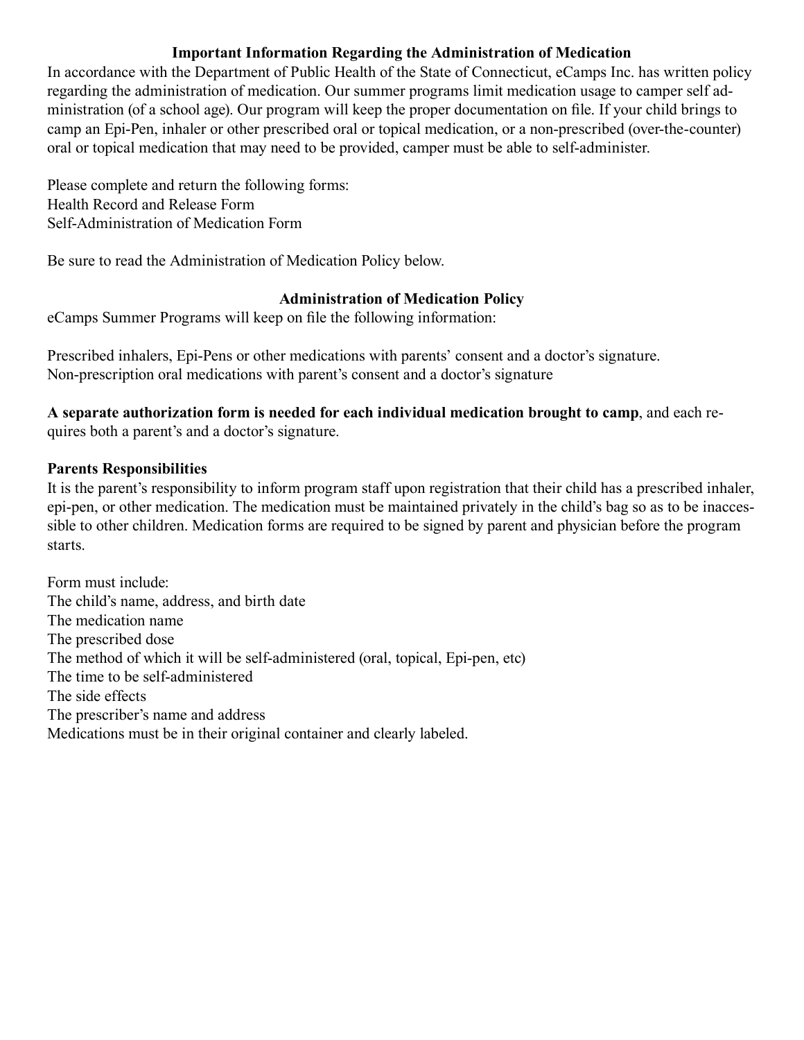## Important Information Regarding the Administration of Medication

In accordance with the Department of Public Health of the State of Connecticut, eCamps Inc. has written policy regarding the administration of medication. Our summer programs limit medication usage to camper self administration (of a school age). Our program will keep the proper documentation on file. If your child brings to camp an Epi-Pen, inhaler or other prescribed oral or topical medication, or a non-prescribed (over-the-counter) oral or topical medication that may need to be provided, camper must be able to self-administer.

Please complete and return the following forms:
Health Record and Release Form
Self-Administration of Medication Form

Be sure to read the Administration of Medication Policy below.

## Administration of Medication Policy

eCamps Summer Programs will keep on file the following information:

Prescribed inhalers, Epi-Pens or other medications with parents' consent and a doctor's signature.
Non-prescription oral medications with parent's consent and a doctor's signature

**A separate authorization form is needed for each individual medication brought to camp**, and each requires both a parent's and a doctor's signature.

**Parents Responsibilities**

It is the parent's responsibility to inform program staff upon registration that their child has a prescribed inhaler, epi-pen, or other medication. The medication must be maintained privately in the child's bag so as to be inaccessible to other children. Medication forms are required to be signed by parent and physician before the program starts.

Form must include:
The child's name, address, and birth date
The medication name
The prescribed dose
The method of which it will be self-administered (oral, topical, Epi-pen, etc)
The time to be self-administered
The side effects
The prescriber's name and address
Medications must be in their original container and clearly labeled.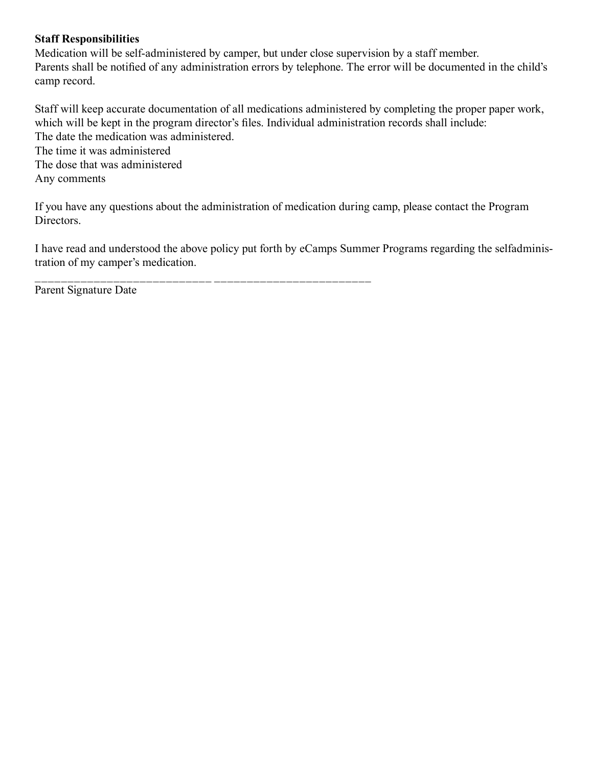**Staff Responsibilities**

Medication will be self-administered by camper, but under close supervision by a staff member.
Parents shall be notified of any administration errors by telephone. The error will be documented in the child's camp record.

Staff will keep accurate documentation of all medications administered by completing the proper paper work, which will be kept in the program director's files. Individual administration records shall include:
The date the medication was administered.
The time it was administered
The dose that was administered
Any comments

If you have any questions about the administration of medication during camp, please contact the Program Directors.

I have read and understood the above policy put forth by eCamps Summer Programs regarding the selfadministration of my camper's medication.

\_\_\_\_\_\_\_\_\_\_\_\_\_\_\_\_\_\_\_\_\_\_\_\_\_\_\_\_ \_\_\_\_\_\_\_\_\_\_\_\_\_\_\_\_\_\_\_\_\_\_\_\_\_\_
Parent Signature Date